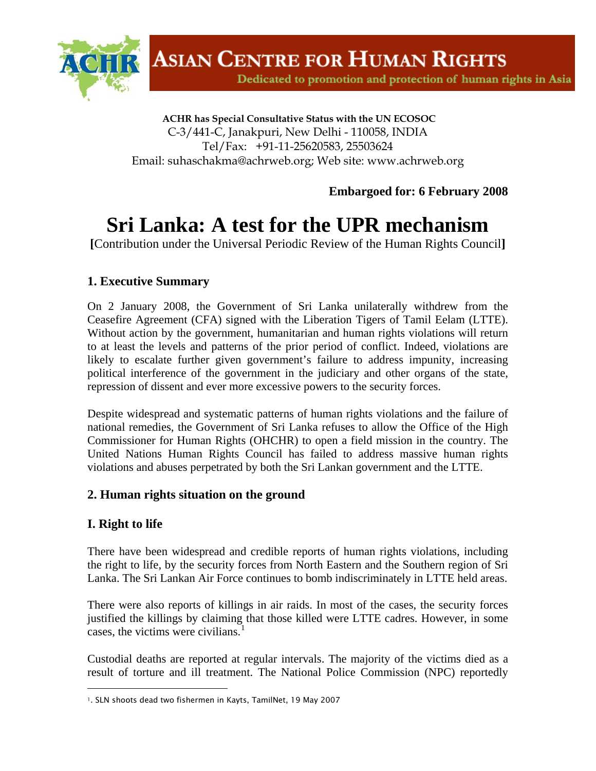**ASIAN CENTRE FOR HUMAN RIGHTS**

Dedicated to promotion and protection of human rights in Asia

**ACHR has Special Consultative Status with the UN ECOSOC**
C-3/441-C, Janakpuri, New Delhi - 110058, INDIA
Tel/Fax: +91-11-25620583, 25503624
Email: suhaschakma@achrweb.org; Web site: www.achrweb.org

**Embargoed for: 6 February 2008**

# Sri Lanka: A test for the UPR mechanism

**[**Contribution under the Universal Periodic Review of the Human Rights Council**]**

## 1. Executive Summary

On 2 January 2008, the Government of Sri Lanka unilaterally withdrew from the Ceasefire Agreement (CFA) signed with the Liberation Tigers of Tamil Eelam (LTTE). Without action by the government, humanitarian and human rights violations will return to at least the levels and patterns of the prior period of conflict. Indeed, violations are likely to escalate further given government's failure to address impunity, increasing political interference of the government in the judiciary and other organs of the state, repression of dissent and ever more excessive powers to the security forces.

Despite widespread and systematic patterns of human rights violations and the failure of national remedies, the Government of Sri Lanka refuses to allow the Office of the High Commissioner for Human Rights (OHCHR) to open a field mission in the country. The United Nations Human Rights Council has failed to address massive human rights violations and abuses perpetrated by both the Sri Lankan government and the LTTE.

## 2. Human rights situation on the ground

### I. Right to life

There have been widespread and credible reports of human rights violations, including the right to life, by the security forces from North Eastern and the Southern region of Sri Lanka. The Sri Lankan Air Force continues to bomb indiscriminately in LTTE held areas.

There were also reports of killings in air raids. In most of the cases, the security forces justified the killings by claiming that those killed were LTTE cadres. However, in some cases, the victims were civilians.[1]

Custodial deaths are reported at regular intervals. The majority of the victims died as a result of torture and ill treatment. The National Police Commission (NPC) reportedly

---

1. SLN shoots dead two fishermen in Kayts, TamilNet, 19 May 2007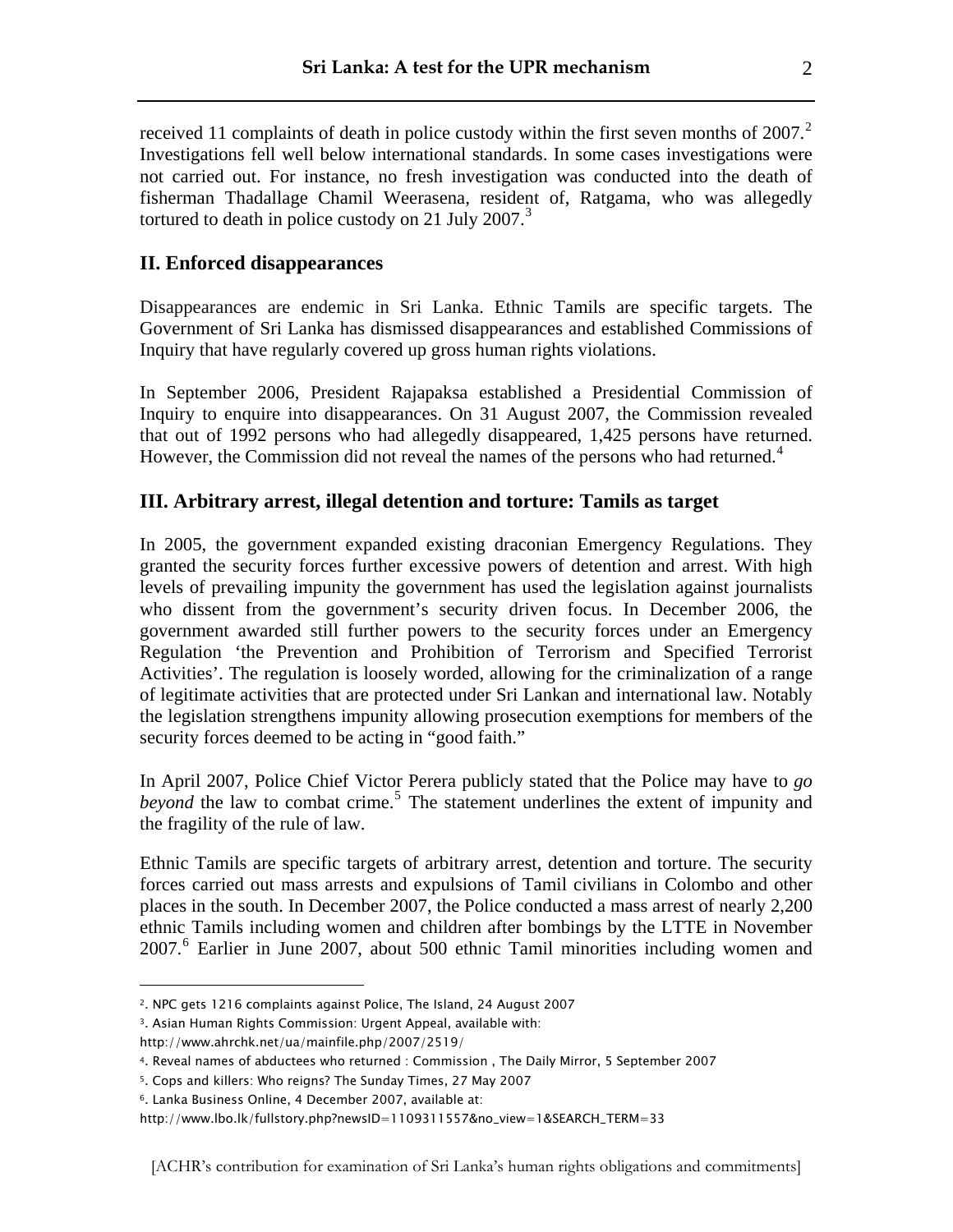received 11 complaints of death in police custody within the first seven months of 2007.[2] Investigations fell well below international standards. In some cases investigations were not carried out. For instance, no fresh investigation was conducted into the death of fisherman Thadallage Chamil Weerasena, resident of, Ratgama, who was allegedly tortured to death in police custody on 21 July 2007.[3]

## II. Enforced disappearances

Disappearances are endemic in Sri Lanka. Ethnic Tamils are specific targets. The Government of Sri Lanka has dismissed disappearances and established Commissions of Inquiry that have regularly covered up gross human rights violations.

In September 2006, President Rajapaksa established a Presidential Commission of Inquiry to enquire into disappearances. On 31 August 2007, the Commission revealed that out of 1992 persons who had allegedly disappeared, 1,425 persons have returned. However, the Commission did not reveal the names of the persons who had returned.[4]

## III. Arbitrary arrest, illegal detention and torture: Tamils as target

In 2005, the government expanded existing draconian Emergency Regulations. They granted the security forces further excessive powers of detention and arrest. With high levels of prevailing impunity the government has used the legislation against journalists who dissent from the government's security driven focus. In December 2006, the government awarded still further powers to the security forces under an Emergency Regulation 'the Prevention and Prohibition of Terrorism and Specified Terrorist Activities'. The regulation is loosely worded, allowing for the criminalization of a range of legitimate activities that are protected under Sri Lankan and international law. Notably the legislation strengthens impunity allowing prosecution exemptions for members of the security forces deemed to be acting in "good faith."

In April 2007, Police Chief Victor Perera publicly stated that the Police may have to *go beyond* the law to combat crime.[5] The statement underlines the extent of impunity and the fragility of the rule of law.

Ethnic Tamils are specific targets of arbitrary arrest, detention and torture. The security forces carried out mass arrests and expulsions of Tamil civilians in Colombo and other places in the south. In December 2007, the Police conducted a mass arrest of nearly 2,200 ethnic Tamils including women and children after bombings by the LTTE in November 2007.[6] Earlier in June 2007, about 500 ethnic Tamil minorities including women and

---

[2]. NPC gets 1216 complaints against Police, The Island, 24 August 2007

[3]. Asian Human Rights Commission: Urgent Appeal, available with: http://www.ahrchk.net/ua/mainfile.php/2007/2519/

[4]. Reveal names of abductees who returned : Commission , The Daily Mirror, 5 September 2007

[5]. Cops and killers: Who reigns? The Sunday Times, 27 May 2007

[6]. Lanka Business Online, 4 December 2007, available at: http://www.lbo.lk/fullstory.php?newsID=1109311557&no_view=1&SEARCH_TERM=33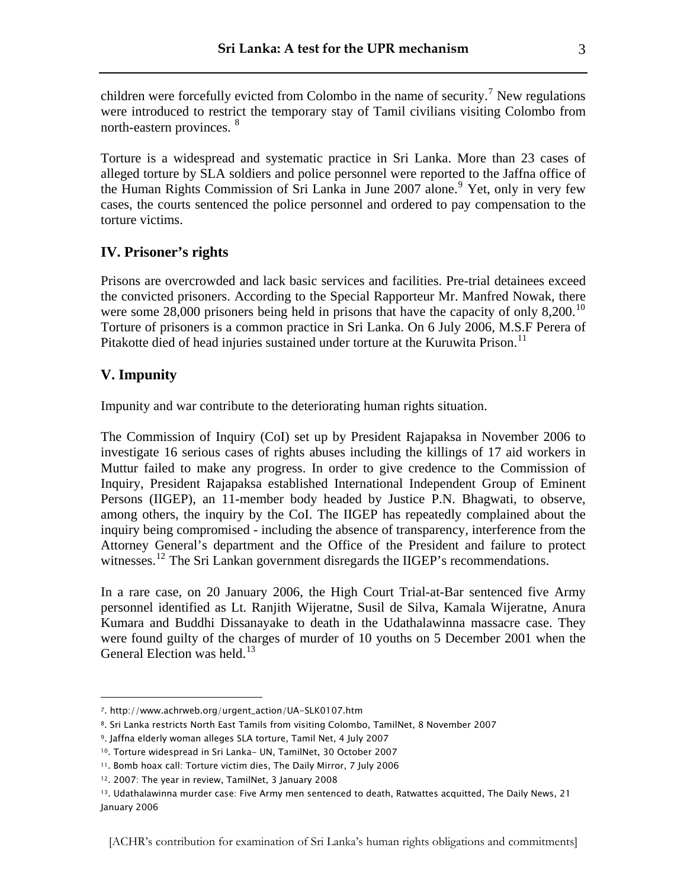children were forcefully evicted from Colombo in the name of security.[7] New regulations were introduced to restrict the temporary stay of Tamil civilians visiting Colombo from north-eastern provinces. [8]

Torture is a widespread and systematic practice in Sri Lanka. More than 23 cases of alleged torture by SLA soldiers and police personnel were reported to the Jaffna office of the Human Rights Commission of Sri Lanka in June 2007 alone.[9] Yet, only in very few cases, the courts sentenced the police personnel and ordered to pay compensation to the torture victims.

## IV. Prisoner's rights

Prisons are overcrowded and lack basic services and facilities. Pre-trial detainees exceed the convicted prisoners. According to the Special Rapporteur Mr. Manfred Nowak, there were some 28,000 prisoners being held in prisons that have the capacity of only 8,200.[10] Torture of prisoners is a common practice in Sri Lanka. On 6 July 2006, M.S.F Perera of Pitakotte died of head injuries sustained under torture at the Kuruwita Prison.[11]

## V. Impunity

Impunity and war contribute to the deteriorating human rights situation.

The Commission of Inquiry (CoI) set up by President Rajapaksa in November 2006 to investigate 16 serious cases of rights abuses including the killings of 17 aid workers in Muttur failed to make any progress. In order to give credence to the Commission of Inquiry, President Rajapaksa established International Independent Group of Eminent Persons (IIGEP), an 11-member body headed by Justice P.N. Bhagwati, to observe, among others, the inquiry by the CoI. The IIGEP has repeatedly complained about the inquiry being compromised - including the absence of transparency, interference from the Attorney General's department and the Office of the President and failure to protect witnesses.[12] The Sri Lankan government disregards the IIGEP's recommendations.

In a rare case, on 20 January 2006, the High Court Trial-at-Bar sentenced five Army personnel identified as Lt. Ranjith Wijeratne, Susil de Silva, Kamala Wijeratne, Anura Kumara and Buddhi Dissanayake to death in the Udathalawinna massacre case. They were found guilty of the charges of murder of 10 youths on 5 December 2001 when the General Election was held.[13]

---

7. http://www.achrweb.org/urgent_action/UA-SLK0107.htm

8. Sri Lanka restricts North East Tamils from visiting Colombo, TamilNet, 8 November 2007

9. Jaffna elderly woman alleges SLA torture, Tamil Net, 4 July 2007

10. Torture widespread in Sri Lanka- UN, TamilNet, 30 October 2007

11. Bomb hoax call: Torture victim dies, The Daily Mirror, 7 July 2006

12. 2007: The year in review, TamilNet, 3 January 2008

13. Udathalawinna murder case: Five Army men sentenced to death, Ratwattes acquitted, The Daily News, 21 January 2006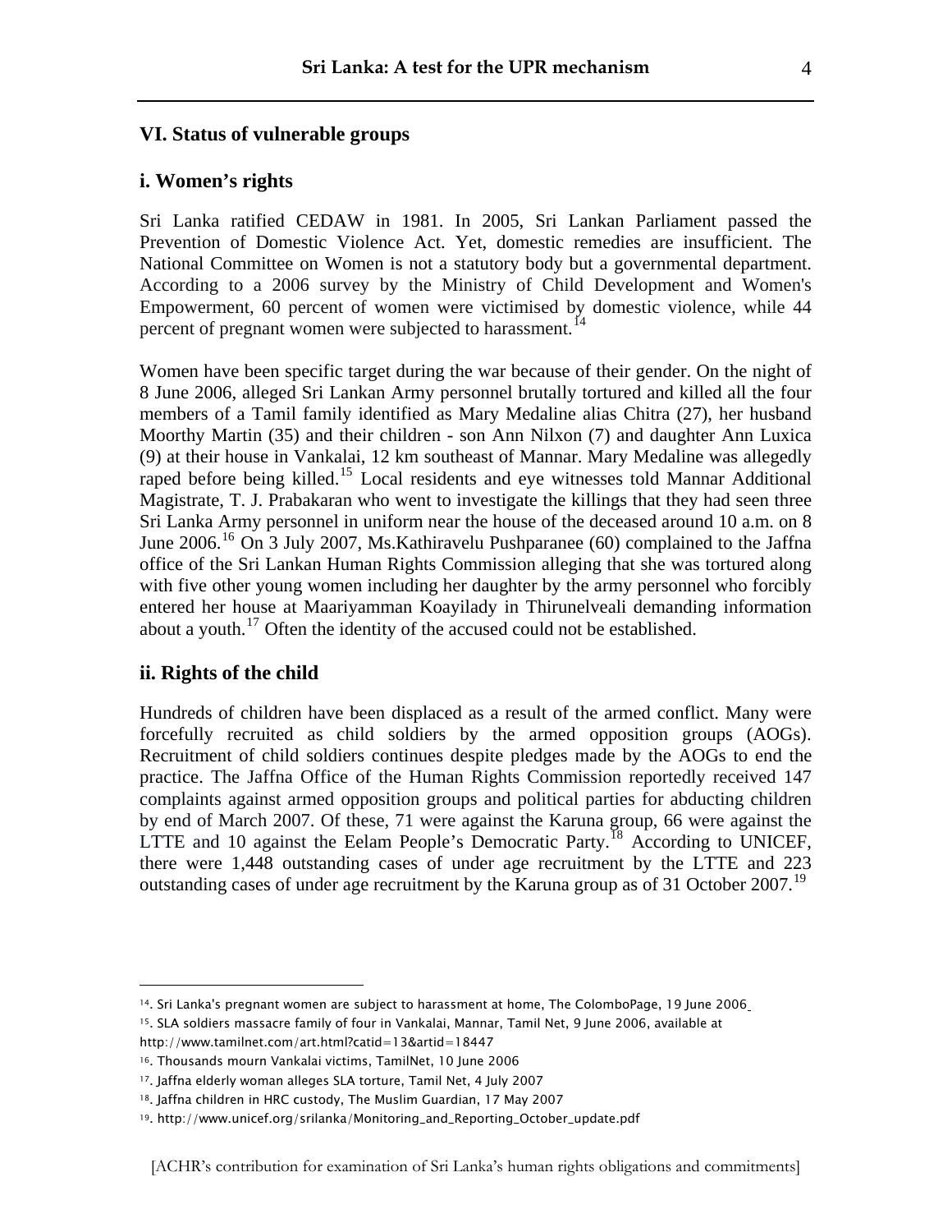## VI. Status of vulnerable groups

### i. Women's rights

Sri Lanka ratified CEDAW in 1981. In 2005, Sri Lankan Parliament passed the Prevention of Domestic Violence Act. Yet, domestic remedies are insufficient. The National Committee on Women is not a statutory body but a governmental department. According to a 2006 survey by the Ministry of Child Development and Women's Empowerment, 60 percent of women were victimised by domestic violence, while 44 percent of pregnant women were subjected to harassment.[14]

Women have been specific target during the war because of their gender. On the night of 8 June 2006, alleged Sri Lankan Army personnel brutally tortured and killed all the four members of a Tamil family identified as Mary Medaline alias Chitra (27), her husband Moorthy Martin (35) and their children - son Ann Nilxon (7) and daughter Ann Luxica (9) at their house in Vankalai, 12 km southeast of Mannar. Mary Medaline was allegedly raped before being killed.[15] Local residents and eye witnesses told Mannar Additional Magistrate, T. J. Prabakaran who went to investigate the killings that they had seen three Sri Lanka Army personnel in uniform near the house of the deceased around 10 a.m. on 8 June 2006.[16] On 3 July 2007, Ms.Kathiravelu Pushparanee (60) complained to the Jaffna office of the Sri Lankan Human Rights Commission alleging that she was tortured along with five other young women including her daughter by the army personnel who forcibly entered her house at Maariyamman Koayilady in Thirunelveali demanding information about a youth.[17] Often the identity of the accused could not be established.

### ii. Rights of the child

Hundreds of children have been displaced as a result of the armed conflict. Many were forcefully recruited as child soldiers by the armed opposition groups (AOGs). Recruitment of child soldiers continues despite pledges made by the AOGs to end the practice. The Jaffna Office of the Human Rights Commission reportedly received 147 complaints against armed opposition groups and political parties for abducting children by end of March 2007. Of these, 71 were against the Karuna group, 66 were against the LTTE and 10 against the Eelam People's Democratic Party.[18] According to UNICEF, there were 1,448 outstanding cases of under age recruitment by the LTTE and 223 outstanding cases of under age recruitment by the Karuna group as of 31 October 2007.[19]

---

14. Sri Lanka's pregnant women are subject to harassment at home, The ColomboPage, 19 June 2006

15. SLA soldiers massacre family of four in Vankalai, Mannar, Tamil Net, 9 June 2006, available at http://www.tamilnet.com/art.html?catid=13&artid=18447

16. Thousands mourn Vankalai victims, TamilNet, 10 June 2006

17. Jaffna elderly woman alleges SLA torture, Tamil Net, 4 July 2007

18. Jaffna children in HRC custody, The Muslim Guardian, 17 May 2007

19. http://www.unicef.org/srilanka/Monitoring_and_Reporting_October_update.pdf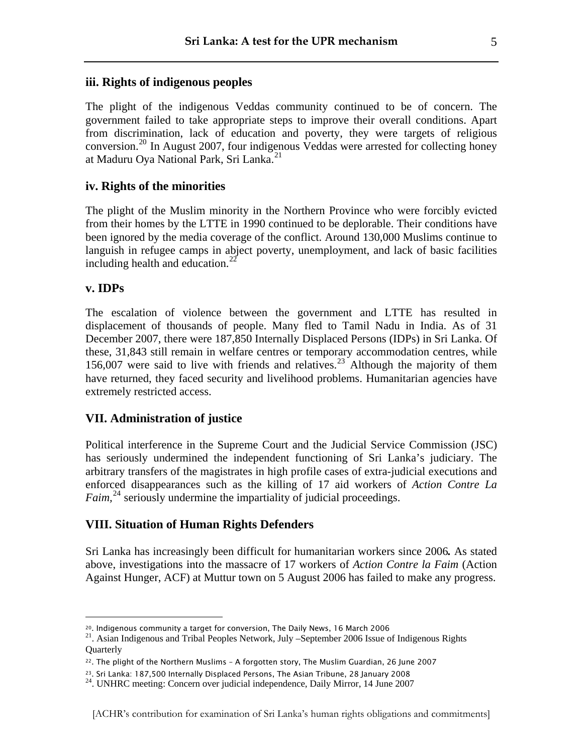### iii. Rights of indigenous peoples

The plight of the indigenous Veddas community continued to be of concern. The government failed to take appropriate steps to improve their overall conditions. Apart from discrimination, lack of education and poverty, they were targets of religious conversion.[20] In August 2007, four indigenous Veddas were arrested for collecting honey at Maduru Oya National Park, Sri Lanka.[21]

### iv. Rights of the minorities

The plight of the Muslim minority in the Northern Province who were forcibly evicted from their homes by the LTTE in 1990 continued to be deplorable. Their conditions have been ignored by the media coverage of the conflict. Around 130,000 Muslims continue to languish in refugee camps in abject poverty, unemployment, and lack of basic facilities including health and education.[22]

### v. IDPs

The escalation of violence between the government and LTTE has resulted in displacement of thousands of people. Many fled to Tamil Nadu in India. As of 31 December 2007, there were 187,850 Internally Displaced Persons (IDPs) in Sri Lanka. Of these, 31,843 still remain in welfare centres or temporary accommodation centres, while 156,007 were said to live with friends and relatives.[23] Although the majority of them have returned, they faced security and livelihood problems. Humanitarian agencies have extremely restricted access.

## VII. Administration of justice

Political interference in the Supreme Court and the Judicial Service Commission (JSC) has seriously undermined the independent functioning of Sri Lanka's judiciary. The arbitrary transfers of the magistrates in high profile cases of extra-judicial executions and enforced disappearances such as the killing of 17 aid workers of *Action Contre La Faim*,[24] seriously undermine the impartiality of judicial proceedings.

## VIII. Situation of Human Rights Defenders

Sri Lanka has increasingly been difficult for humanitarian workers since 2006**.** As stated above, investigations into the massacre of 17 workers of *Action Contre la Faim* (Action Against Hunger, ACF) at Muttur town on 5 August 2006 has failed to make any progress.

---

20. Indigenous community a target for conversion, The Daily News, 16 March 2006

21. Asian Indigenous and Tribal Peoples Network, July –September 2006 Issue of Indigenous Rights Quarterly

22. The plight of the Northern Muslims – A forgotten story, The Muslim Guardian, 26 June 2007

23. Sri Lanka: 187,500 Internally Displaced Persons, The Asian Tribune, 28 January 2008

24. UNHRC meeting: Concern over judicial independence, Daily Mirror, 14 June 2007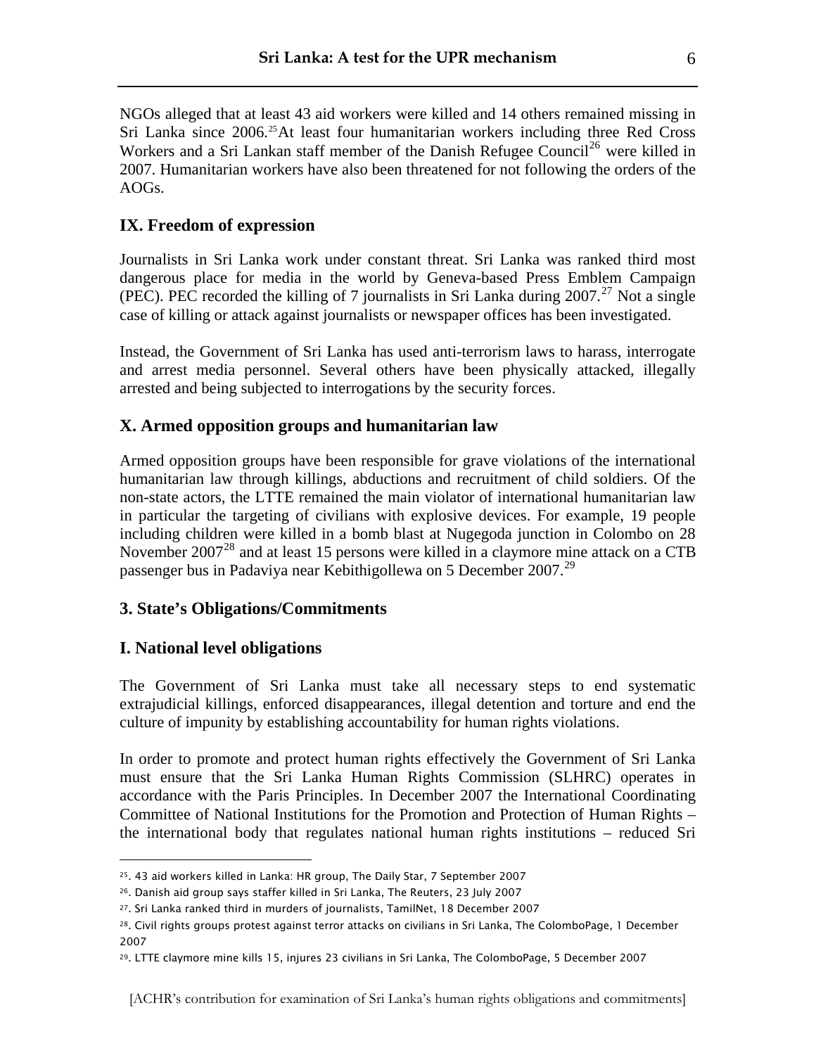NGOs alleged that at least 43 aid workers were killed and 14 others remained missing in Sri Lanka since 2006.[25] At least four humanitarian workers including three Red Cross Workers and a Sri Lankan staff member of the Danish Refugee Council[26] were killed in 2007. Humanitarian workers have also been threatened for not following the orders of the AOGs.

### IX. Freedom of expression

Journalists in Sri Lanka work under constant threat. Sri Lanka was ranked third most dangerous place for media in the world by Geneva-based Press Emblem Campaign (PEC). PEC recorded the killing of 7 journalists in Sri Lanka during 2007.[27] Not a single case of killing or attack against journalists or newspaper offices has been investigated.

Instead, the Government of Sri Lanka has used anti-terrorism laws to harass, interrogate and arrest media personnel. Several others have been physically attacked, illegally arrested and being subjected to interrogations by the security forces.

### X. Armed opposition groups and humanitarian law

Armed opposition groups have been responsible for grave violations of the international humanitarian law through killings, abductions and recruitment of child soldiers. Of the non-state actors, the LTTE remained the main violator of international humanitarian law in particular the targeting of civilians with explosive devices. For example, 19 people including children were killed in a bomb blast at Nugegoda junction in Colombo on 28 November 2007[28] and at least 15 persons were killed in a claymore mine attack on a CTB passenger bus in Padaviya near Kebithigollewa on 5 December 2007.[29]

## 3. State's Obligations/Commitments

### I. National level obligations

The Government of Sri Lanka must take all necessary steps to end systematic extrajudicial killings, enforced disappearances, illegal detention and torture and end the culture of impunity by establishing accountability for human rights violations.

In order to promote and protect human rights effectively the Government of Sri Lanka must ensure that the Sri Lanka Human Rights Commission (SLHRC) operates in accordance with the Paris Principles. In December 2007 the International Coordinating Committee of National Institutions for the Promotion and Protection of Human Rights – the international body that regulates national human rights institutions – reduced Sri

---

25. 43 aid workers killed in Lanka: HR group, The Daily Star, 7 September 2007

26. Danish aid group says staffer killed in Sri Lanka, The Reuters, 23 July 2007

27. Sri Lanka ranked third in murders of journalists, TamilNet, 18 December 2007

28. Civil rights groups protest against terror attacks on civilians in Sri Lanka, The ColomboPage, 1 December 2007

29. LTTE claymore mine kills 15, injures 23 civilians in Sri Lanka, The ColomboPage, 5 December 2007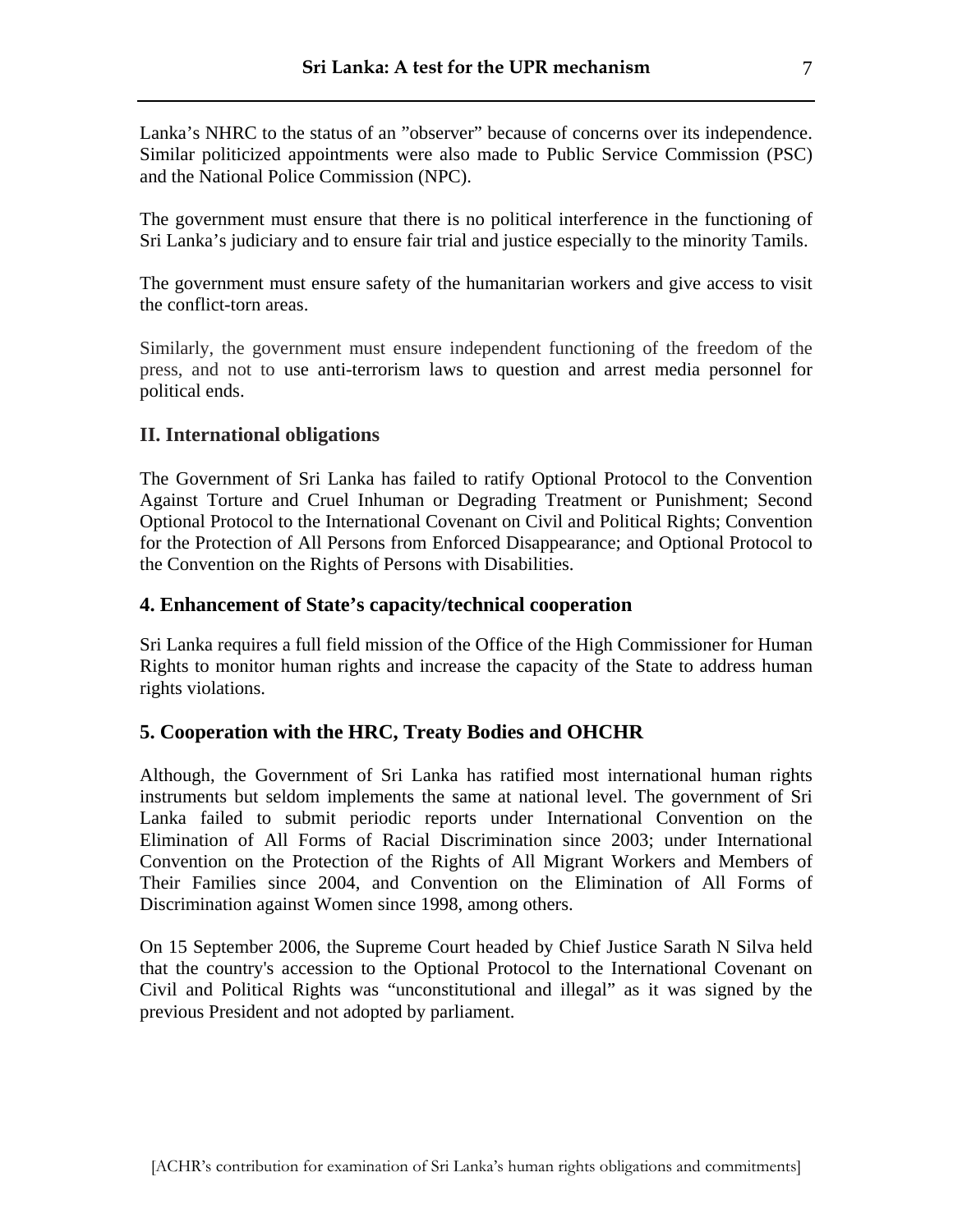Lanka's NHRC to the status of an "observer" because of concerns over its independence. Similar politicized appointments were also made to Public Service Commission (PSC) and the National Police Commission (NPC).

The government must ensure that there is no political interference in the functioning of Sri Lanka's judiciary and to ensure fair trial and justice especially to the minority Tamils.

The government must ensure safety of the humanitarian workers and give access to visit the conflict-torn areas.

Similarly, the government must ensure independent functioning of the freedom of the press, and not to use anti-terrorism laws to question and arrest media personnel for political ends.

## II. International obligations

The Government of Sri Lanka has failed to ratify Optional Protocol to the Convention Against Torture and Cruel Inhuman or Degrading Treatment or Punishment; Second Optional Protocol to the International Covenant on Civil and Political Rights; Convention for the Protection of All Persons from Enforced Disappearance; and Optional Protocol to the Convention on the Rights of Persons with Disabilities.

## 4. Enhancement of State's capacity/technical cooperation

Sri Lanka requires a full field mission of the Office of the High Commissioner for Human Rights to monitor human rights and increase the capacity of the State to address human rights violations.

## 5. Cooperation with the HRC, Treaty Bodies and OHCHR

Although, the Government of Sri Lanka has ratified most international human rights instruments but seldom implements the same at national level. The government of Sri Lanka failed to submit periodic reports under International Convention on the Elimination of All Forms of Racial Discrimination since 2003; under International Convention on the Protection of the Rights of All Migrant Workers and Members of Their Families since 2004, and Convention on the Elimination of All Forms of Discrimination against Women since 1998, among others.

On 15 September 2006, the Supreme Court headed by Chief Justice Sarath N Silva held that the country's accession to the Optional Protocol to the International Covenant on Civil and Political Rights was "unconstitutional and illegal" as it was signed by the previous President and not adopted by parliament.